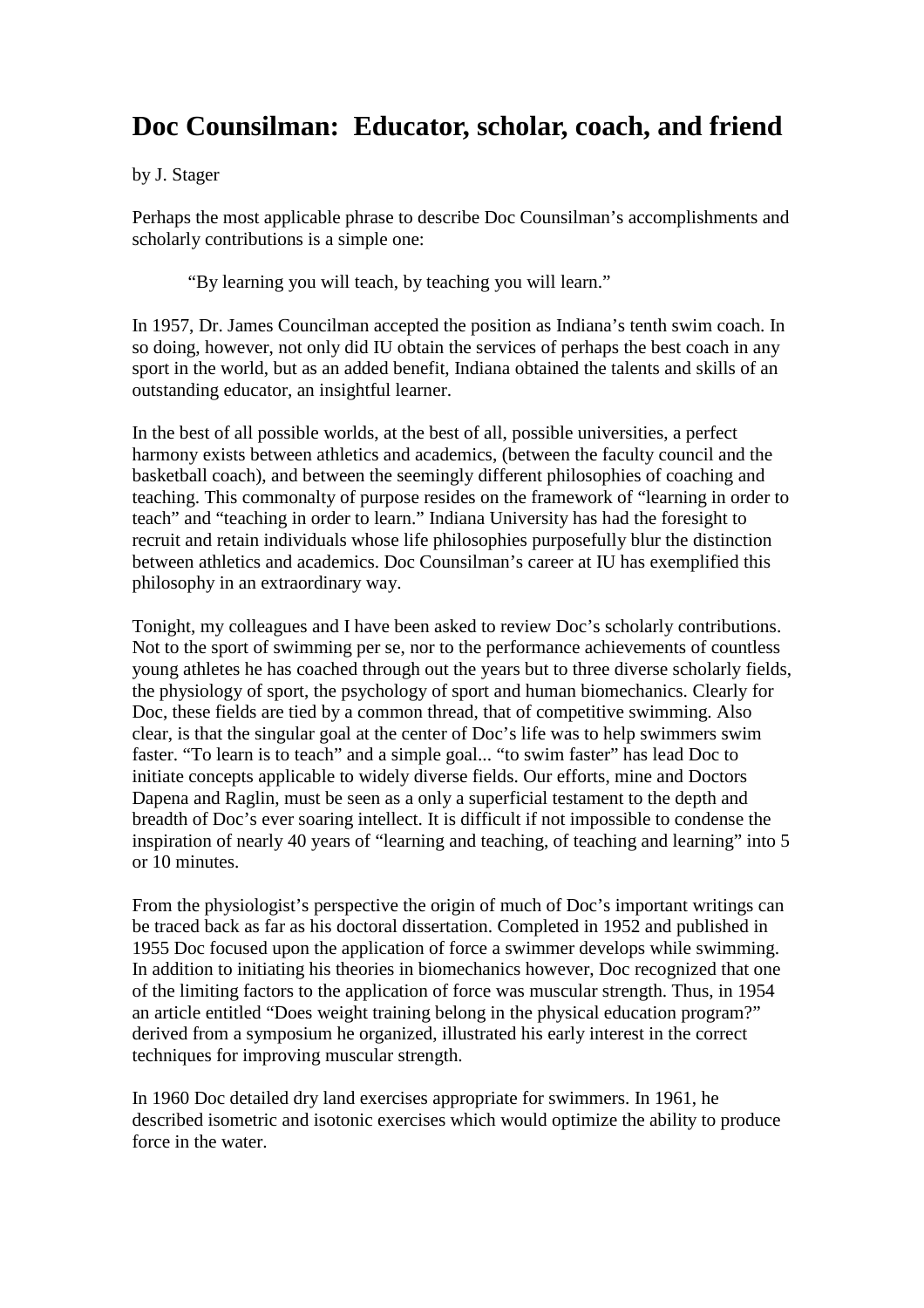# Doc Counsilman: Educator, scholar, coach, and friend

by J. Stager

Perhaps the most applicable phrase to describe Doc Counsilman's accomplishments and scholarly contributions is a simple one:

> "By learning you will teach, by teaching you will learn."

In 1957, Dr. James Councilman accepted the position as Indiana's tenth swim coach. In so doing, however, not only did IU obtain the services of perhaps the best coach in any sport in the world, but as an added benefit, Indiana obtained the talents and skills of an outstanding educator, an insightful learner.

In the best of all possible worlds, at the best of all, possible universities, a perfect harmony exists between athletics and academics, (between the faculty council and the basketball coach), and between the seemingly different philosophies of coaching and teaching. This commonalty of purpose resides on the framework of "learning in order to teach" and "teaching in order to learn." Indiana University has had the foresight to recruit and retain individuals whose life philosophies purposefully blur the distinction between athletics and academics. Doc Counsilman's career at IU has exemplified this philosophy in an extraordinary way.

Tonight, my colleagues and I have been asked to review Doc's scholarly contributions. Not to the sport of swimming per se, nor to the performance achievements of countless young athletes he has coached through out the years but to three diverse scholarly fields, the physiology of sport, the psychology of sport and human biomechanics. Clearly for Doc, these fields are tied by a common thread, that of competitive swimming. Also clear, is that the singular goal at the center of Doc's life was to help swimmers swim faster. "To learn is to teach" and a simple goal... "to swim faster" has lead Doc to initiate concepts applicable to widely diverse fields. Our efforts, mine and Doctors Dapena and Raglin, must be seen as a only a superficial testament to the depth and breadth of Doc's ever soaring intellect. It is difficult if not impossible to condense the inspiration of nearly 40 years of "learning and teaching, of teaching and learning" into 5 or 10 minutes.

From the physiologist's perspective the origin of much of Doc's important writings can be traced back as far as his doctoral dissertation. Completed in 1952 and published in 1955 Doc focused upon the application of force a swimmer develops while swimming. In addition to initiating his theories in biomechanics however, Doc recognized that one of the limiting factors to the application of force was muscular strength. Thus, in 1954 an article entitled "Does weight training belong in the physical education program?" derived from a symposium he organized, illustrated his early interest in the correct techniques for improving muscular strength.

In 1960 Doc detailed dry land exercises appropriate for swimmers. In 1961, he described isometric and isotonic exercises which would optimize the ability to produce force in the water.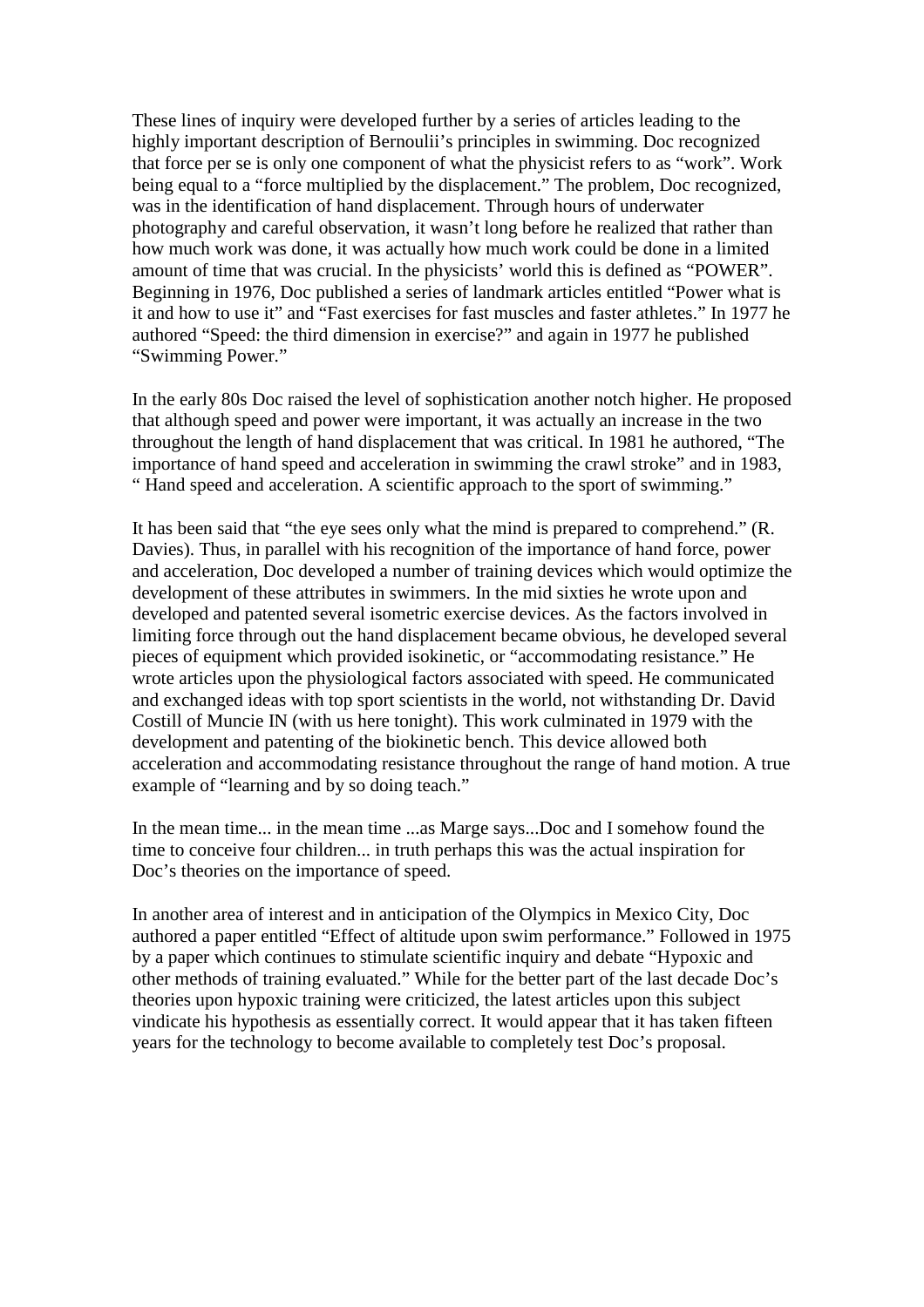These lines of inquiry were developed further by a series of articles leading to the highly important description of Bernoulii's principles in swimming. Doc recognized that force per se is only one component of what the physicist refers to as "work". Work being equal to a "force multiplied by the displacement." The problem, Doc recognized, was in the identification of hand displacement. Through hours of underwater photography and careful observation, it wasn't long before he realized that rather than how much work was done, it was actually how much work could be done in a limited amount of time that was crucial. In the physicists' world this is defined as "POWER". Beginning in 1976, Doc published a series of landmark articles entitled "Power what is it and how to use it" and "Fast exercises for fast muscles and faster athletes." In 1977 he authored "Speed: the third dimension in exercise?" and again in 1977 he published "Swimming Power."

In the early 80s Doc raised the level of sophistication another notch higher. He proposed that although speed and power were important, it was actually an increase in the two throughout the length of hand displacement that was critical. In 1981 he authored, "The importance of hand speed and acceleration in swimming the crawl stroke" and in 1983, " Hand speed and acceleration. A scientific approach to the sport of swimming."

It has been said that "the eye sees only what the mind is prepared to comprehend." (R. Davies). Thus, in parallel with his recognition of the importance of hand force, power and acceleration, Doc developed a number of training devices which would optimize the development of these attributes in swimmers. In the mid sixties he wrote upon and developed and patented several isometric exercise devices. As the factors involved in limiting force through out the hand displacement became obvious, he developed several pieces of equipment which provided isokinetic, or "accommodating resistance." He wrote articles upon the physiological factors associated with speed. He communicated and exchanged ideas with top sport scientists in the world, not withstanding Dr. David Costill of Muncie IN (with us here tonight). This work culminated in 1979 with the development and patenting of the biokinetic bench. This device allowed both acceleration and accommodating resistance throughout the range of hand motion. A true example of "learning and by so doing teach."

In the mean time... in the mean time ...as Marge says...Doc and I somehow found the time to conceive four children... in truth perhaps this was the actual inspiration for Doc's theories on the importance of speed.

In another area of interest and in anticipation of the Olympics in Mexico City, Doc authored a paper entitled "Effect of altitude upon swim performance." Followed in 1975 by a paper which continues to stimulate scientific inquiry and debate "Hypoxic and other methods of training evaluated." While for the better part of the last decade Doc's theories upon hypoxic training were criticized, the latest articles upon this subject vindicate his hypothesis as essentially correct. It would appear that it has taken fifteen years for the technology to become available to completely test Doc's proposal.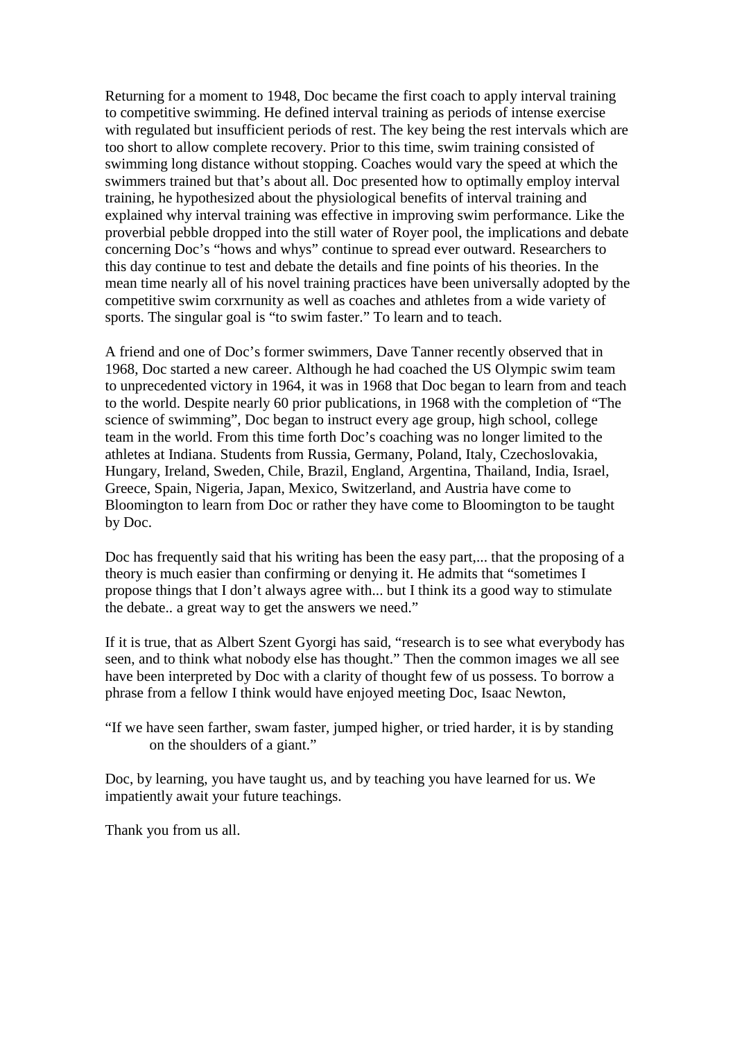Returning for a moment to 1948, Doc became the first coach to apply interval training to competitive swimming. He defined interval training as periods of intense exercise with regulated but insufficient periods of rest. The key being the rest intervals which are too short to allow complete recovery. Prior to this time, swim training consisted of swimming long distance without stopping. Coaches would vary the speed at which the swimmers trained but that's about all. Doc presented how to optimally employ interval training, he hypothesized about the physiological benefits of interval training and explained why interval training was effective in improving swim performance. Like the proverbial pebble dropped into the still water of Royer pool, the implications and debate concerning Doc's "hows and whys" continue to spread ever outward. Researchers to this day continue to test and debate the details and fine points of his theories. In the mean time nearly all of his novel training practices have been universally adopted by the competitive swim corxrnunity as well as coaches and athletes from a wide variety of sports. The singular goal is "to swim faster." To learn and to teach.

A friend and one of Doc's former swimmers, Dave Tanner recently observed that in 1968, Doc started a new career. Although he had coached the US Olympic swim team to unprecedented victory in 1964, it was in 1968 that Doc began to learn from and teach to the world. Despite nearly 60 prior publications, in 1968 with the completion of "The science of swimming", Doc began to instruct every age group, high school, college team in the world. From this time forth Doc's coaching was no longer limited to the athletes at Indiana. Students from Russia, Germany, Poland, Italy, Czechoslovakia, Hungary, Ireland, Sweden, Chile, Brazil, England, Argentina, Thailand, India, Israel, Greece, Spain, Nigeria, Japan, Mexico, Switzerland, and Austria have come to Bloomington to learn from Doc or rather they have come to Bloomington to be taught by Doc.

Doc has frequently said that his writing has been the easy part,... that the proposing of a theory is much easier than confirming or denying it. He admits that "sometimes I propose things that I don't always agree with... but I think its a good way to stimulate the debate.. a great way to get the answers we need."

If it is true, that as Albert Szent Gyorgi has said, "research is to see what everybody has seen, and to think what nobody else has thought." Then the common images we all see have been interpreted by Doc with a clarity of thought few of us possess. To borrow a phrase from a fellow I think would have enjoyed meeting Doc, Isaac Newton,

> "If we have seen farther, swam faster, jumped higher, or tried harder, it is by standing on the shoulders of a giant."

Doc, by learning, you have taught us, and by teaching you have learned for us. We impatiently await your future teachings.

Thank you from us all.